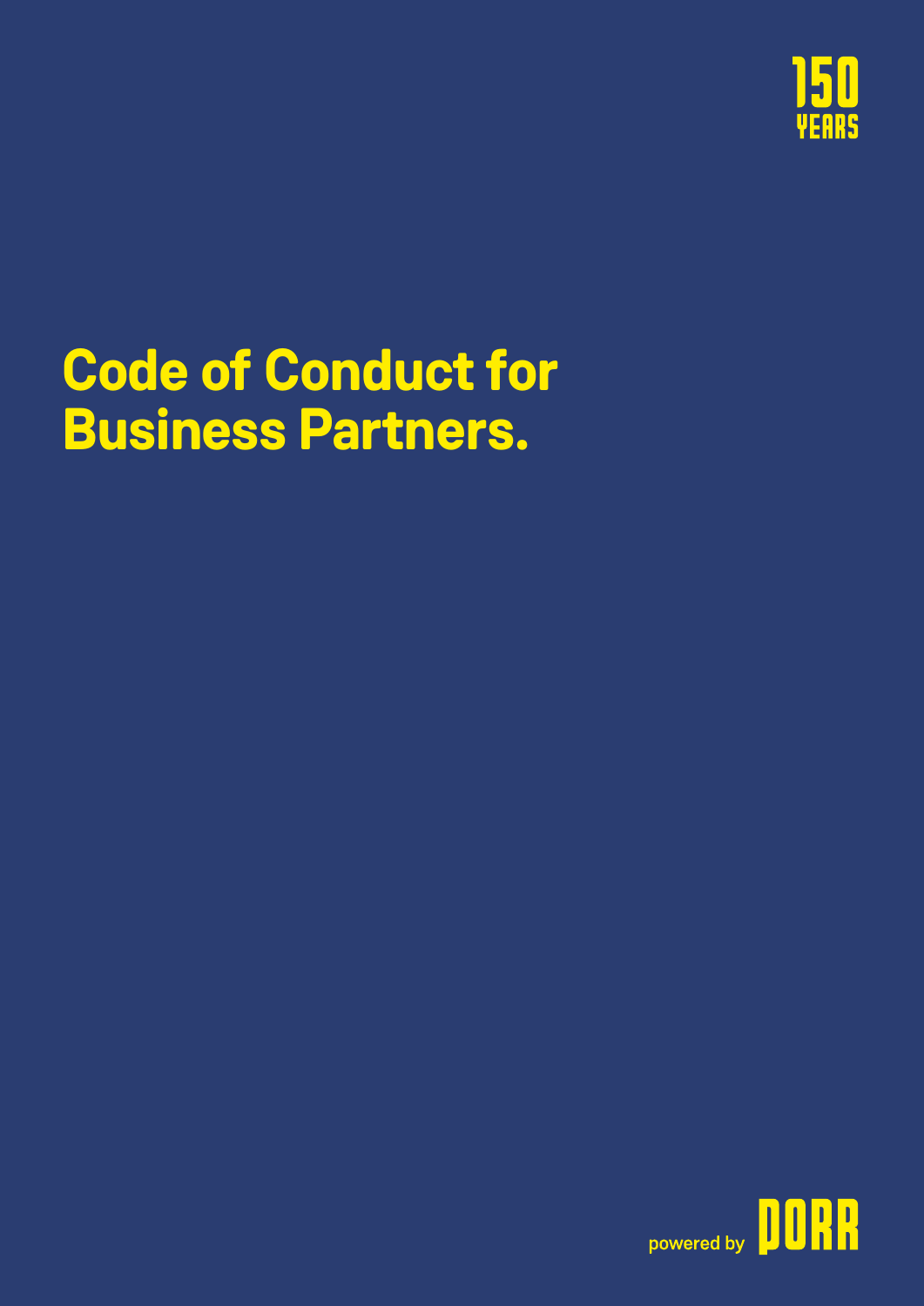150 YEARS

# Code of Conduct for Business Partners.

powered by PORR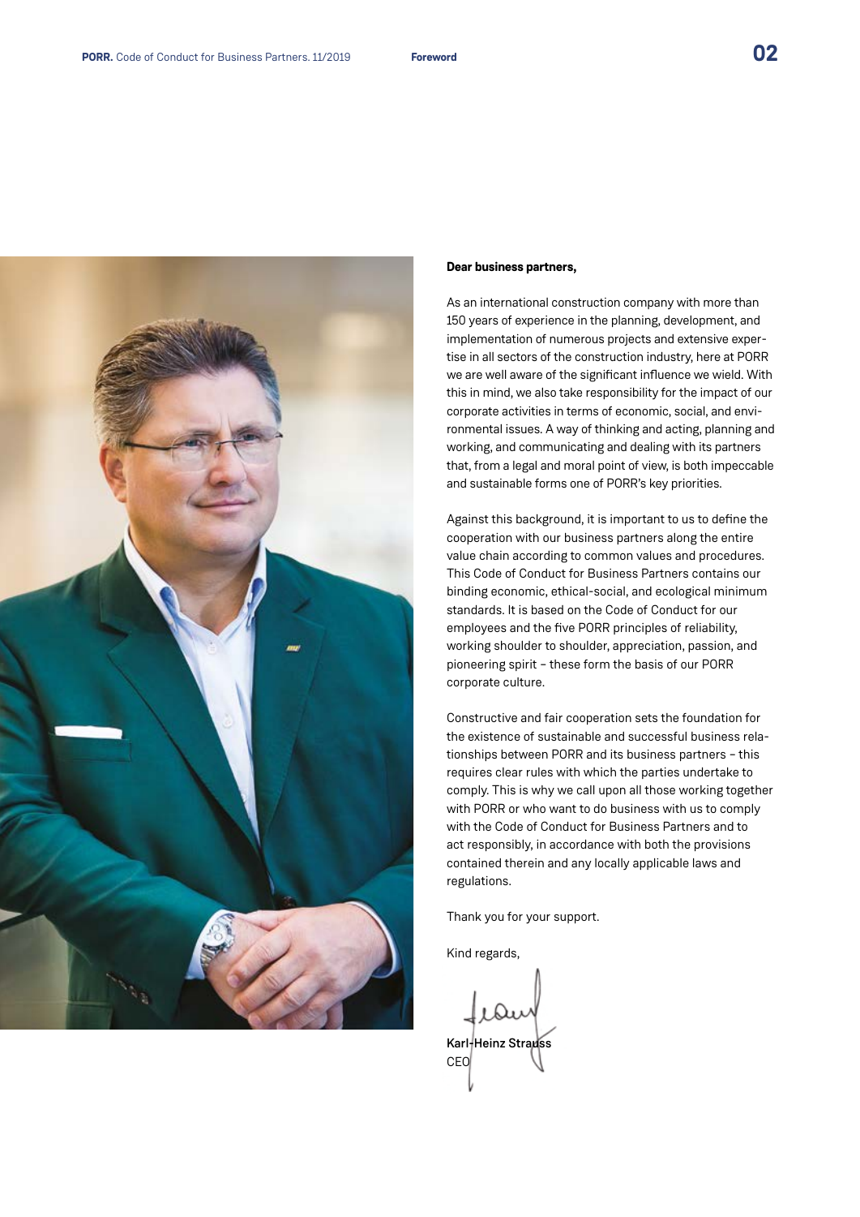**Dear business partners,**

As an international construction company with more than 150 years of experience in the planning, development, and implementation of numerous projects and extensive expertise in all sectors of the construction industry, here at PORR we are well aware of the significant influence we wield. With this in mind, we also take responsibility for the impact of our corporate activities in terms of economic, social, and environmental issues. A way of thinking and acting, planning and working, and communicating and dealing with its partners that, from a legal and moral point of view, is both impeccable and sustainable forms one of PORR's key priorities.

Against this background, it is important to us to define the cooperation with our business partners along the entire value chain according to common values and procedures. This Code of Conduct for Business Partners contains our binding economic, ethical-social, and ecological minimum standards. It is based on the Code of Conduct for our employees and the five PORR principles of reliability, working shoulder to shoulder, appreciation, passion, and pioneering spirit – these form the basis of our PORR corporate culture.

Constructive and fair cooperation sets the foundation for the existence of sustainable and successful business relationships between PORR and its business partners – this requires clear rules with which the parties undertake to comply. This is why we call upon all those working together with PORR or who want to do business with us to comply with the Code of Conduct for Business Partners and to act responsibly, in accordance with both the provisions contained therein and any locally applicable laws and regulations.

Thank you for your support.

Kind regards,

**Karl-Heinz Strauss**
CEO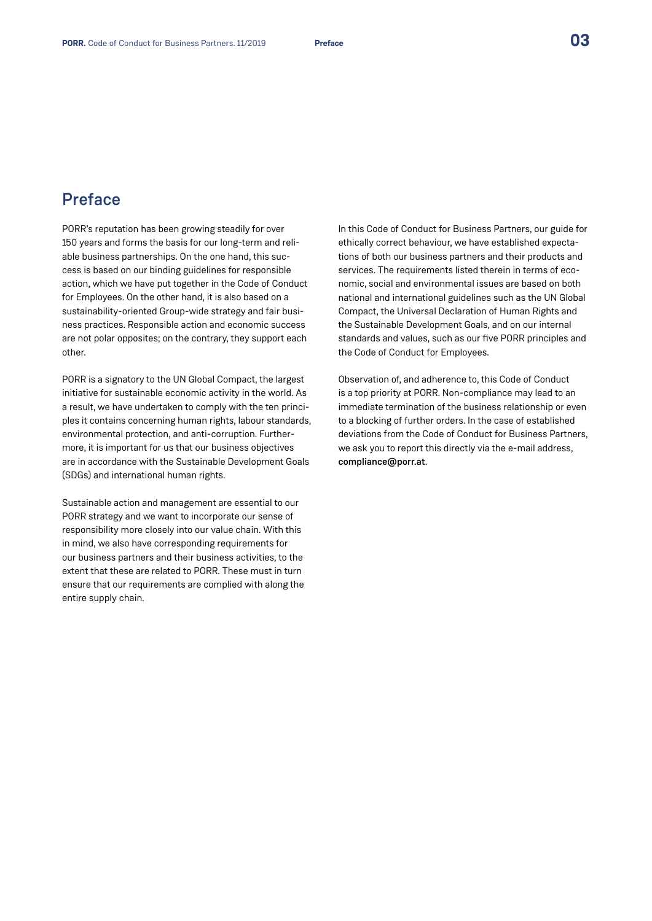# Preface

PORR's reputation has been growing steadily for over 150 years and forms the basis for our long-term and reliable business partnerships. On the one hand, this success is based on our binding guidelines for responsible action, which we have put together in the Code of Conduct for Employees. On the other hand, it is also based on a sustainability-oriented Group-wide strategy and fair business practices. Responsible action and economic success are not polar opposites; on the contrary, they support each other.

PORR is a signatory to the UN Global Compact, the largest initiative for sustainable economic activity in the world. As a result, we have undertaken to comply with the ten principles it contains concerning human rights, labour standards, environmental protection, and anti-corruption. Furthermore, it is important for us that our business objectives are in accordance with the Sustainable Development Goals (SDGs) and international human rights.

Sustainable action and management are essential to our PORR strategy and we want to incorporate our sense of responsibility more closely into our value chain. With this in mind, we also have corresponding requirements for our business partners and their business activities, to the extent that these are related to PORR. These must in turn ensure that our requirements are complied with along the entire supply chain.

In this Code of Conduct for Business Partners, our guide for ethically correct behaviour, we have established expectations of both our business partners and their products and services. The requirements listed therein in terms of economic, social and environmental issues are based on both national and international guidelines such as the UN Global Compact, the Universal Declaration of Human Rights and the Sustainable Development Goals, and on our internal standards and values, such as our five PORR principles and the Code of Conduct for Employees.

Observation of, and adherence to, this Code of Conduct is a top priority at PORR. Non-compliance may lead to an immediate termination of the business relationship or even to a blocking of further orders. In the case of established deviations from the Code of Conduct for Business Partners, we ask you to report this directly via the e-mail address, **compliance@porr.at**.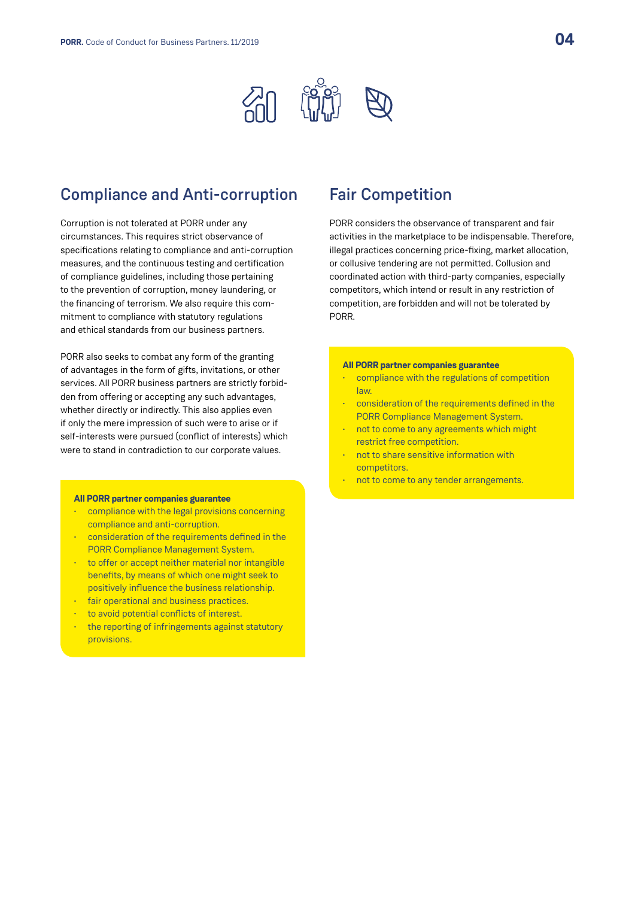## Compliance and Anti-corruption

Corruption is not tolerated at PORR under any circumstances. This requires strict observance of specifications relating to compliance and anti-corruption measures, and the continuous testing and certification of compliance guidelines, including those pertaining to the prevention of corruption, money laundering, or the financing of terrorism. We also require this commitment to compliance with statutory regulations and ethical standards from our business partners.

PORR also seeks to combat any form of the granting of advantages in the form of gifts, invitations, or other services. All PORR business partners are strictly forbidden from offering or accepting any such advantages, whether directly or indirectly. This also applies even if only the mere impression of such were to arise or if self-interests were pursued (conflict of interests) which were to stand in contradiction to our corporate values.

**All PORR partner companies guarantee**

- compliance with the legal provisions concerning compliance and anti-corruption.
- consideration of the requirements defined in the PORR Compliance Management System.
- to offer or accept neither material nor intangible benefits, by means of which one might seek to positively influence the business relationship.
- fair operational and business practices.
- to avoid potential conflicts of interest.
- the reporting of infringements against statutory provisions.

## Fair Competition

PORR considers the observance of transparent and fair activities in the marketplace to be indispensable. Therefore, illegal practices concerning price-fixing, market allocation, or collusive tendering are not permitted. Collusion and coordinated action with third-party companies, especially competitors, which intend or result in any restriction of competition, are forbidden and will not be tolerated by PORR.

**All PORR partner companies guarantee**

- compliance with the regulations of competition law.
- consideration of the requirements defined in the PORR Compliance Management System.
- not to come to any agreements which might restrict free competition.
- not to share sensitive information with competitors.
- not to come to any tender arrangements.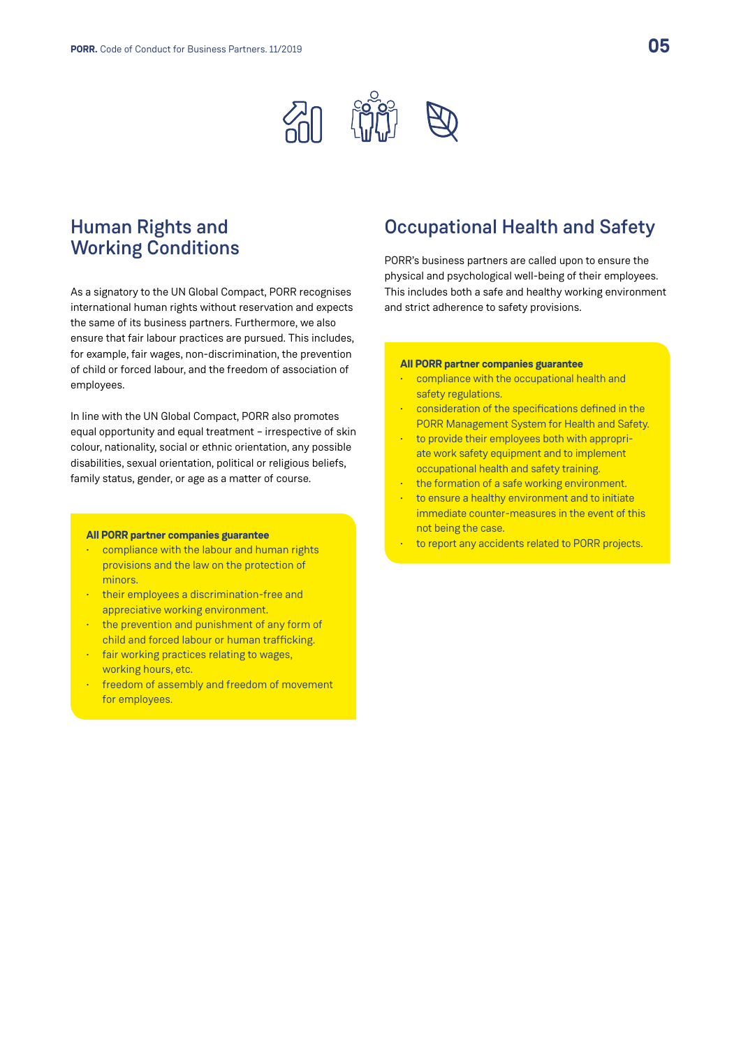## Human Rights and Working Conditions

As a signatory to the UN Global Compact, PORR recognises international human rights without reservation and expects the same of its business partners. Furthermore, we also ensure that fair labour practices are pursued. This includes, for example, fair wages, non-discrimination, the prevention of child or forced labour, and the freedom of association of employees.

In line with the UN Global Compact, PORR also promotes equal opportunity and equal treatment – irrespective of skin colour, nationality, social or ethnic orientation, any possible disabilities, sexual orientation, political or religious beliefs, family status, gender, or age as a matter of course.

**All PORR partner companies guarantee**

- compliance with the labour and human rights provisions and the law on the protection of minors.
- their employees a discrimination-free and appreciative working environment.
- the prevention and punishment of any form of child and forced labour or human trafficking.
- fair working practices relating to wages, working hours, etc.
- freedom of assembly and freedom of movement for employees.

## Occupational Health and Safety

PORR's business partners are called upon to ensure the physical and psychological well-being of their employees. This includes both a safe and healthy working environment and strict adherence to safety provisions.

**All PORR partner companies guarantee**

- compliance with the occupational health and safety regulations.
- consideration of the specifications defined in the PORR Management System for Health and Safety.
- to provide their employees both with appropriate work safety equipment and to implement occupational health and safety training.
- the formation of a safe working environment.
- to ensure a healthy environment and to initiate immediate counter-measures in the event of this not being the case.
- to report any accidents related to PORR projects.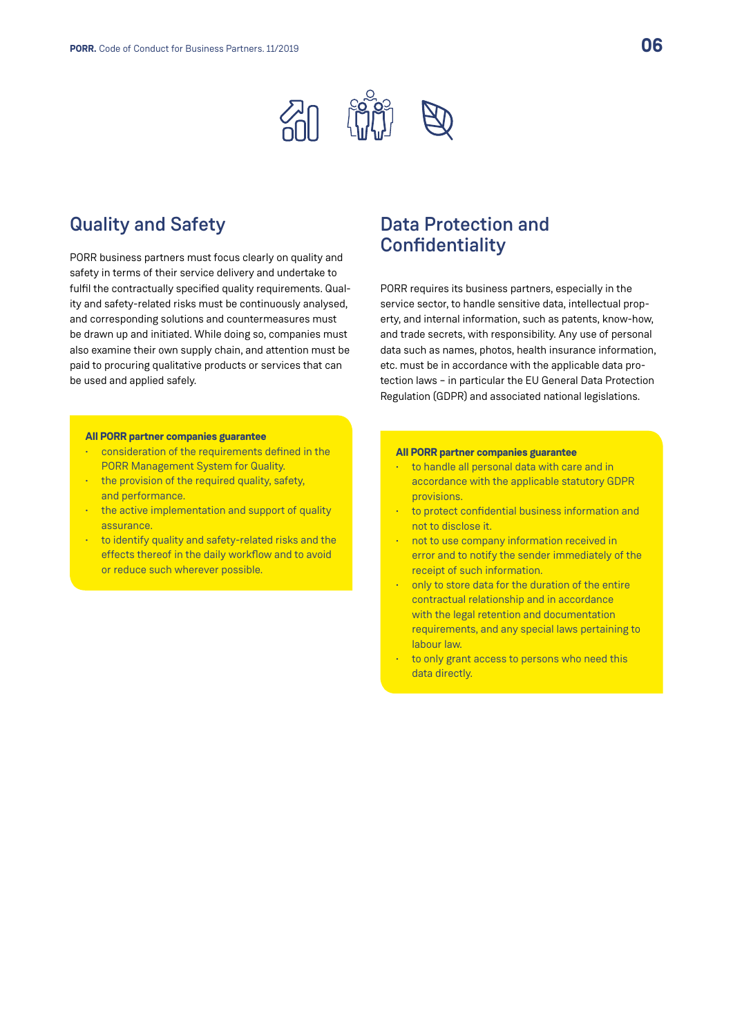## Quality and Safety

PORR business partners must focus clearly on quality and safety in terms of their service delivery and undertake to fulfil the contractually specified quality requirements. Quality and safety-related risks must be continuously analysed, and corresponding solutions and countermeasures must be drawn up and initiated. While doing so, companies must also examine their own supply chain, and attention must be paid to procuring qualitative products or services that can be used and applied safely.

**All PORR partner companies guarantee**

- consideration of the requirements defined in the PORR Management System for Quality.
- the provision of the required quality, safety, and performance.
- the active implementation and support of quality assurance.
- to identify quality and safety-related risks and the effects thereof in the daily workflow and to avoid or reduce such wherever possible.

## Data Protection and Confidentiality

PORR requires its business partners, especially in the service sector, to handle sensitive data, intellectual property, and internal information, such as patents, know-how, and trade secrets, with responsibility. Any use of personal data such as names, photos, health insurance information, etc. must be in accordance with the applicable data protection laws – in particular the EU General Data Protection Regulation (GDPR) and associated national legislations.

**All PORR partner companies guarantee**

- to handle all personal data with care and in accordance with the applicable statutory GDPR provisions.
- to protect confidential business information and not to disclose it.
- not to use company information received in error and to notify the sender immediately of the receipt of such information.
- only to store data for the duration of the entire contractual relationship and in accordance with the legal retention and documentation requirements, and any special laws pertaining to labour law.
- to only grant access to persons who need this data directly.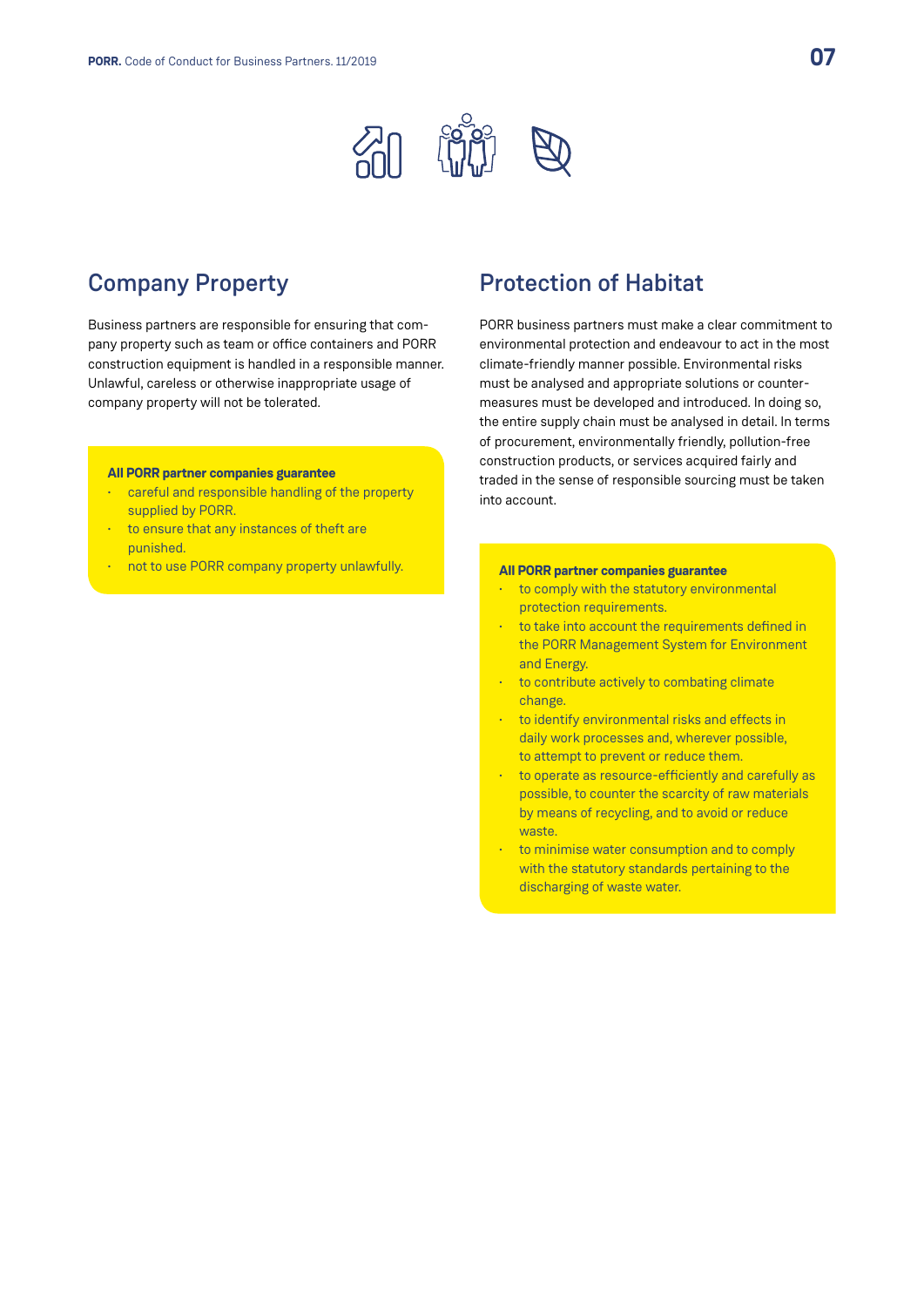## Company Property

Business partners are responsible for ensuring that company property such as team or office containers and PORR construction equipment is handled in a responsible manner. Unlawful, careless or otherwise inappropriate usage of company property will not be tolerated.

**All PORR partner companies guarantee**

- careful and responsible handling of the property supplied by PORR.
- to ensure that any instances of theft are punished.
- not to use PORR company property unlawfully.

## Protection of Habitat

PORR business partners must make a clear commitment to environmental protection and endeavour to act in the most climate-friendly manner possible. Environmental risks must be analysed and appropriate solutions or countermeasures must be developed and introduced. In doing so, the entire supply chain must be analysed in detail. In terms of procurement, environmentally friendly, pollution-free construction products, or services acquired fairly and traded in the sense of responsible sourcing must be taken into account.

**All PORR partner companies guarantee**

- to comply with the statutory environmental protection requirements.
- to take into account the requirements defined in the PORR Management System for Environment and Energy.
- to contribute actively to combating climate change.
- to identify environmental risks and effects in daily work processes and, wherever possible, to attempt to prevent or reduce them.
- to operate as resource-efficiently and carefully as possible, to counter the scarcity of raw materials by means of recycling, and to avoid or reduce waste.
- to minimise water consumption and to comply with the statutory standards pertaining to the discharging of waste water.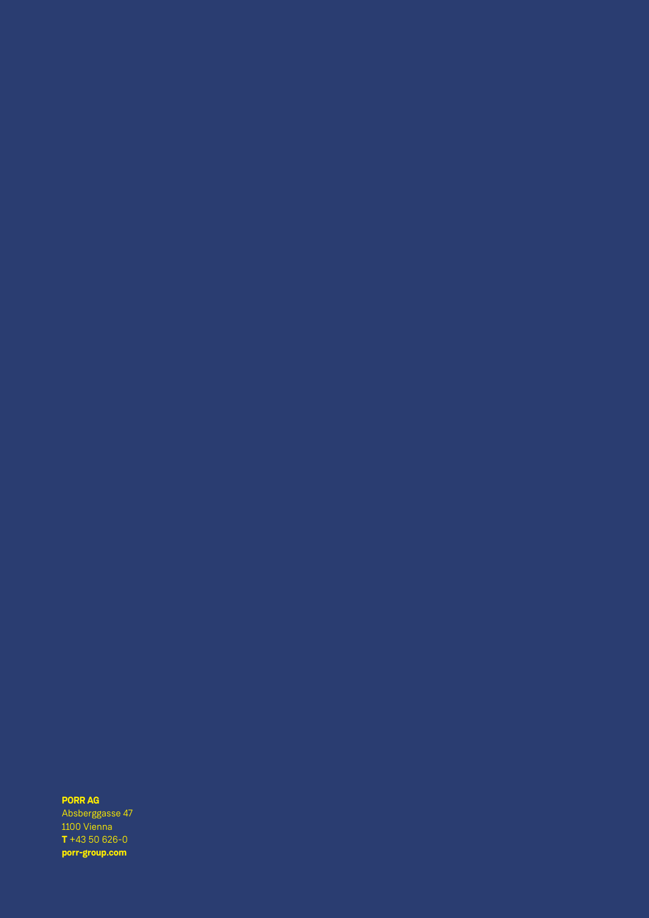**PORR AG**
Absberggasse 47
1100 Vienna
**T** +43 50 626-0
**porr-group.com**